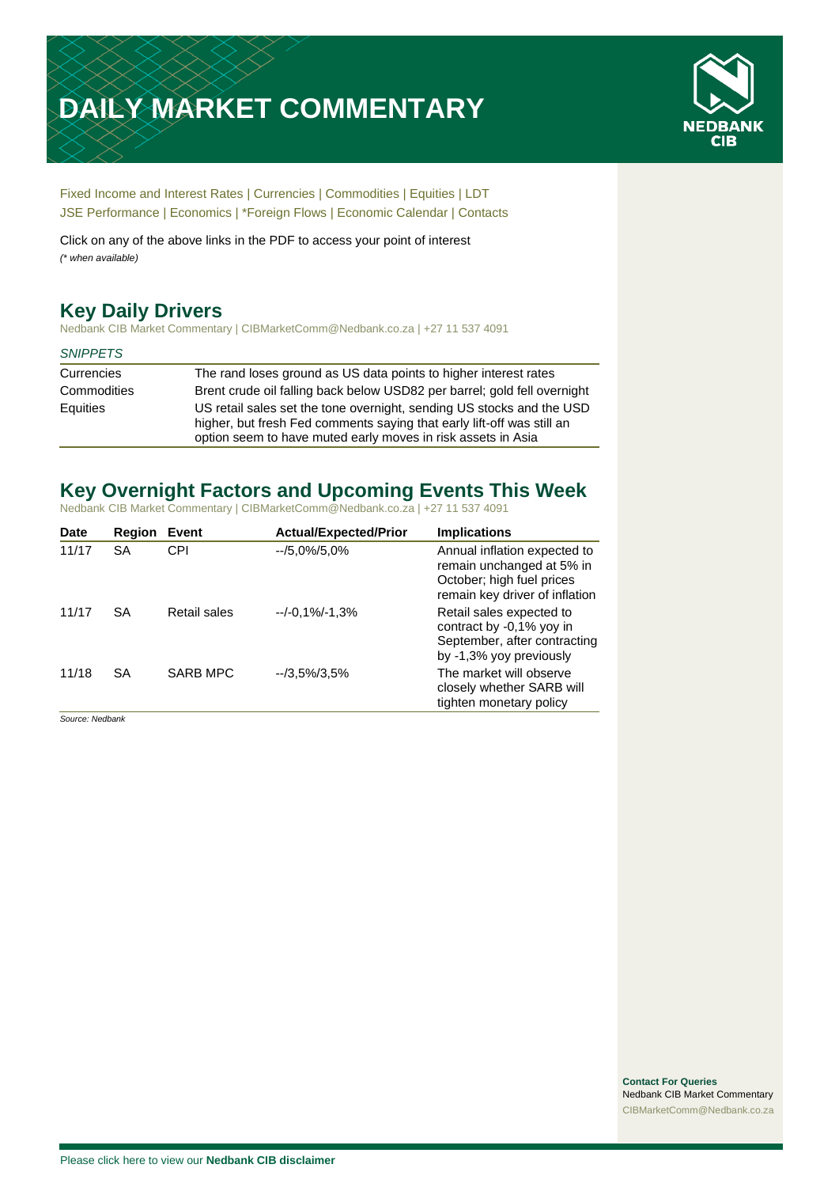# DAILY MARKET COMMENTARY

Fixed Income and Interest Rates | Currencies | Commodities | Equities | LDT
JSE Performance | Economics | *Foreign Flows | Economic Calendar | Contacts

Click on any of the above links in the PDF to access your point of interest
*(* when available)*

## Key Daily Drivers

Nedbank CIB Market Commentary | CIBMarketComm@Nedbank.co.za | +27 11 537 4091

*SNIPPETS*

| | |
|---|---|
| Currencies | The rand loses ground as US data points to higher interest rates |
| Commodities | Brent crude oil falling back below USD82 per barrel; gold fell overnight |
| Equities | US retail sales set the tone overnight, sending US stocks and the USD higher, but fresh Fed comments saying that early lift-off was still an option seem to have muted early moves in risk assets in Asia |

## Key Overnight Factors and Upcoming Events This Week

Nedbank CIB Market Commentary | CIBMarketComm@Nedbank.co.za | +27 11 537 4091

| Date | Region | Event | Actual/Expected/Prior | Implications |
|---|---|---|---|---|
| 11/17 | SA | CPI | --/5,0%/5,0% | Annual inflation expected to remain unchanged at 5% in October; high fuel prices remain key driver of inflation |
| 11/17 | SA | Retail sales | --/-0,1%/-1,3% | Retail sales expected to contract by -0,1% yoy in September, after contracting by -1,3% yoy previously |
| 11/18 | SA | SARB MPC | --/3,5%/3,5% | The market will observe closely whether SARB will tighten monetary policy |

*Source: Nedbank*

**Contact For Queries**
Nedbank CIB Market Commentary
CIBMarketComm@Nedbank.co.za

Please click here to view our **Nedbank CIB disclaimer**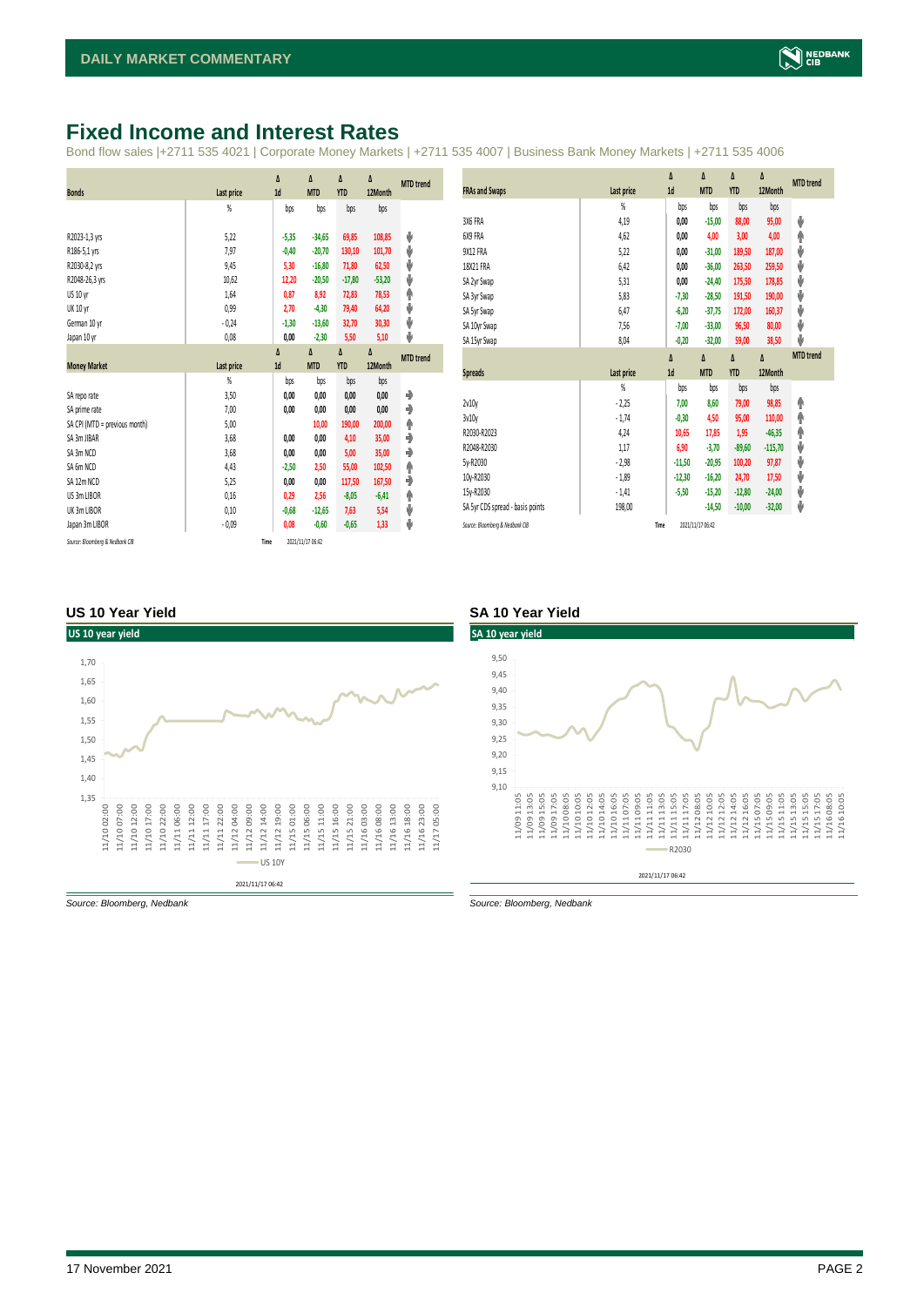# Fixed Income and Interest Rates

Bond flow sales |+2711 535 4021 | Corporate Money Markets | +2711 535 4007 | Business Bank Money Markets | +2711 535 4006

| Bonds | Last price | Δ 1d | Δ MTD | Δ YTD | Δ 12Month | MTD trend |
|---|---|---|---|---|---|---|
| | % | bps | bps | bps | bps | |
| R2023-1,3 yrs | 5,22 | -5,35 | -34,65 | 69,85 | 108,85 | ⬇ |
| R186-5,1 yrs | 7,97 | -0,40 | -20,70 | 130,10 | 101,70 | ⬇ |
| R2030-8,2 yrs | 9,45 | 5,30 | -16,80 | 71,80 | 62,50 | ⬇ |
| R2048-26,3 yrs | 10,62 | 12,20 | -20,50 | -17,80 | -53,20 | ⬇ |
| US 10 yr | 1,64 | 0,87 | 8,92 | 72,83 | 78,53 | ⬆ |
| UK 10 yr | 0,99 | 2,70 | -4,30 | 79,40 | 64,20 | ⬇ |
| German 10 yr | -0,24 | -1,30 | -13,60 | 32,70 | 30,30 | ⬇ |
| Japan 10 yr | 0,08 | 0,00 | -2,30 | 5,50 | 5,10 | ⬇ |

| Money Market | Last price | Δ 1d | Δ MTD | Δ YTD | Δ 12Month | MTD trend |
|---|---|---|---|---|---|---|
| | % | bps | bps | bps | bps | |
| SA repo rate | 3,50 | 0,00 | 0,00 | 0,00 | 0,00 | ➡ |
| SA prime rate | 7,00 | 0,00 | 0,00 | 0,00 | 0,00 | ➡ |
| SA CPI (MTD = previous month) | 5,00 | | 10,00 | 190,00 | 200,00 | ⬆ |
| SA 3m JIBAR | 3,68 | 0,00 | 0,00 | 4,10 | 35,00 | ➡ |
| SA 3m NCD | 3,68 | 0,00 | 0,00 | 5,00 | 35,00 | ➡ |
| SA 6m NCD | 4,43 | -2,50 | 2,50 | 55,00 | 102,50 | ⬆ |
| SA 12m NCD | 5,25 | 0,00 | 0,00 | 117,50 | 167,50 | ➡ |
| US 3m LIBOR | 0,16 | 0,29 | 2,56 | -8,05 | -6,41 | ⬆ |
| UK 3m LIBOR | 0,10 | -0,68 | -12,65 | 7,63 | 5,54 | ⬇ |
| Japan 3m LIBOR | -0,09 | 0,08 | -0,60 | -0,65 | 1,33 | ⬇ |

Source: Bloomberg & Nedbank CIB — Time 2021/11/17 06:42

| FRAs and Swaps | Last price | Δ 1d | Δ MTD | Δ YTD | Δ 12Month | MTD trend |
|---|---|---|---|---|---|---|
| | % | bps | bps | bps | bps | |
| 3X6 FRA | 4,19 | 0,00 | -15,00 | 88,00 | 95,00 | ⬇ |
| 6X9 FRA | 4,62 | 0,00 | 4,00 | 3,00 | 4,00 | ⬆ |
| 9X12 FRA | 5,22 | 0,00 | -31,00 | 189,50 | 187,00 | ⬇ |
| 18X21 FRA | 6,42 | 0,00 | -36,00 | 263,50 | 259,50 | ⬇ |
| SA 2yr Swap | 5,31 | 0,00 | -24,40 | 175,50 | 178,85 | ⬇ |
| SA 3yr Swap | 5,83 | -7,30 | -28,50 | 191,50 | 190,00 | ⬇ |
| SA 5yr Swap | 6,47 | -6,20 | -37,75 | 172,00 | 160,37 | ⬇ |
| SA 10yr Swap | 7,56 | -7,00 | -33,00 | 96,50 | 80,00 | ⬇ |
| SA 15yr Swap | 8,04 | -0,20 | -32,00 | 59,00 | 38,50 | ⬇ |

| Spreads | Last price | Δ 1d | Δ MTD | Δ YTD | Δ 12Month | MTD trend |
|---|---|---|---|---|---|---|
| | % | bps | bps | bps | bps | |
| 2v10y | -2,25 | 7,00 | 8,60 | 79,00 | 98,85 | ⬆ |
| 3v10y | -1,74 | -0,30 | 4,50 | 95,00 | 110,00 | ⬆ |
| R2030-R2023 | 4,24 | 10,65 | 17,85 | 1,95 | -46,35 | ⬆ |
| R2048-R2030 | 1,17 | 6,90 | -3,70 | -89,60 | -115,70 | ⬇ |
| 5y-R2030 | -2,98 | -11,50 | -20,95 | 100,20 | 97,87 | ⬇ |
| 10y-R2030 | -1,89 | -12,30 | -16,20 | 24,70 | 17,50 | ⬇ |
| 15y-R2030 | -1,41 | -5,50 | -15,20 | -12,80 | -24,00 | ⬇ |
| SA 5yr CDS spread - basis points | 198,00 | | -14,50 | -10,00 | -32,00 | ⬇ |

Source: Bloomberg & Nedbank CIB — Time 2021/11/17 06:42

## US 10 Year Yield

Source: Bloomberg, Nedbank

## SA 10 Year Yield

Source: Bloomberg, Nedbank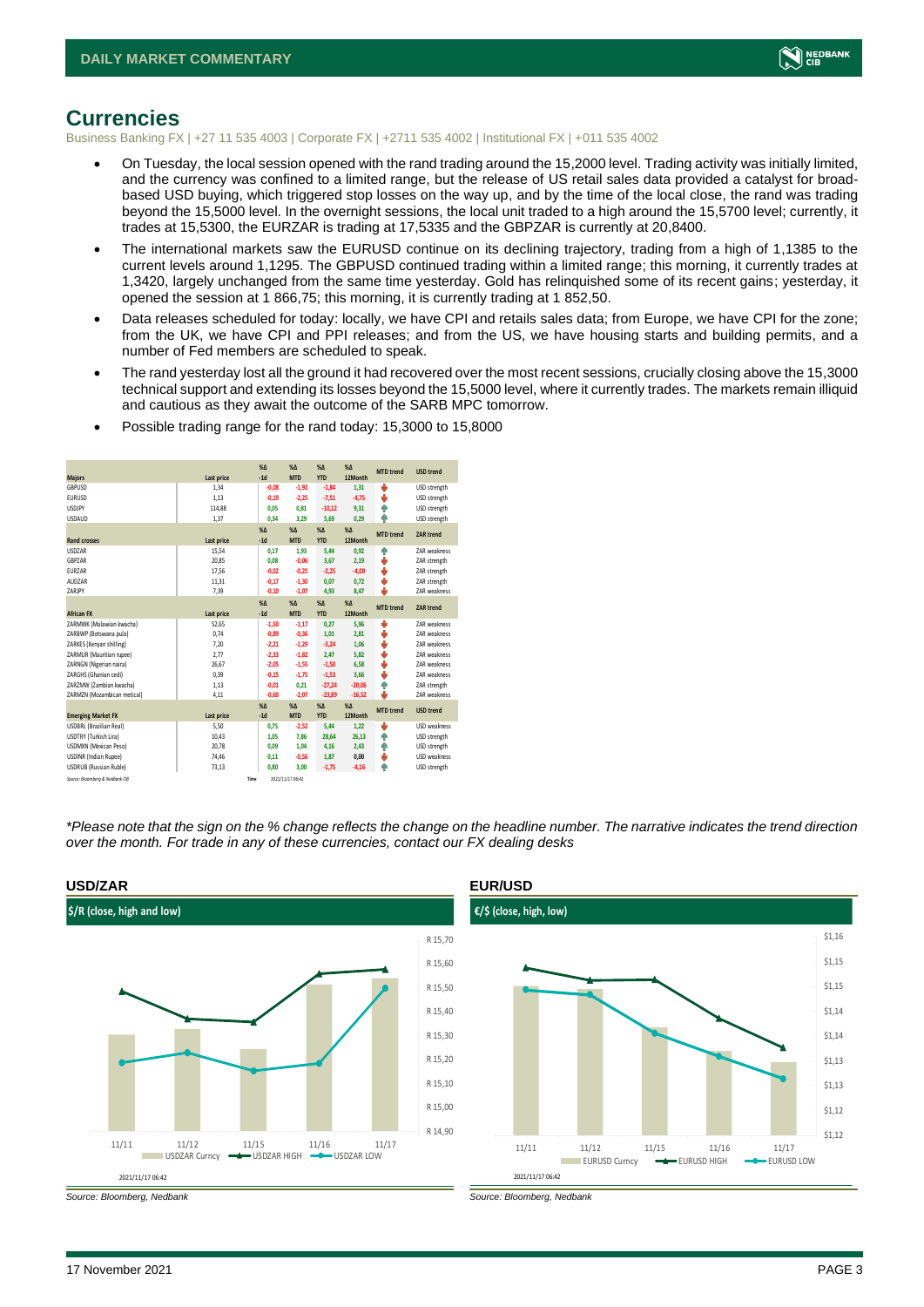# Currencies

Business Banking FX | +27 11 535 4003 | Corporate FX | +2711 535 4002 | Institutional FX | +011 535 4002

- On Tuesday, the local session opened with the rand trading around the 15,2000 level. Trading activity was initially limited, and the currency was confined to a limited range, but the release of US retail sales data provided a catalyst for broad-based USD buying, which triggered stop losses on the way up, and by the time of the local close, the rand was trading beyond the 15,5000 level. In the overnight sessions, the local unit traded to a high around the 15,5700 level; currently, it trades at 15,5300, the EURZAR is trading at 17,5335 and the GBPZAR is currently at 20,8400.
- The international markets saw the EURUSD continue on its declining trajectory, trading from a high of 1,1385 to the current levels around 1,1295. The GBPUSD continued trading within a limited range; this morning, it currently trades at 1,3420, largely unchanged from the same time yesterday. Gold has relinquished some of its recent gains; yesterday, it opened the session at 1 866,75; this morning, it is currently trading at 1 852,50.
- Data releases scheduled for today: locally, we have CPI and retails sales data; from Europe, we have CPI for the zone; from the UK, we have CPI and PPI releases; and from the US, we have housing starts and building permits, and a number of Fed members are scheduled to speak.
- The rand yesterday lost all the ground it had recovered over the most recent sessions, crucially closing above the 15,3000 technical support and extending its losses beyond the 15,5000 level, where it currently trades. The markets remain illiquid and cautious as they await the outcome of the SARB MPC tomorrow.
- Possible trading range for the rand today: 15,3000 to 15,8000

| Majors | Last price | %Δ -1d | %Δ MTD | %Δ YTD | %Δ 12Month | MTD trend | USD trend |
|---|---|---|---|---|---|---|---|
| GBPUSD | 1,34 | -0,08 | -1,92 | -1,84 | 1,31 | ↓ | USD strength |
| EURUSD | 1,13 | -0,19 | -2,25 | -7,51 | -4,75 | ↓ | USD strength |
| USDJPY | 114,88 | 0,05 | 0,81 | -10,12 | 9,31 | ↑ | USD strength |
| USDAUD | 1,37 | 0,34 | 3,29 | 5,69 | 0,29 | ↑ | USD strength |
| **Rand crosses** | **Last price** | **%Δ -1d** | **%Δ MTD** | **%Δ YTD** | **%Δ 12Month** | **MTD trend** | **ZAR trend** |
| USDZAR | 15,54 | 0,17 | 1,93 | 5,44 | 0,92 | ↑ | ZAR weakness |
| GBPZAR | 20,85 | 0,08 | -0,06 | 3,67 | 2,19 | ↓ | ZAR strength |
| EURZAR | 17,56 | -0,02 | -0,25 | -2,25 | -4,00 | ↓ | ZAR strength |
| AUDZAR | 11,31 | -0,17 | -1,30 | 0,07 | 0,72 | ↓ | ZAR strength |
| ZARJPY | 7,39 | -0,10 | -1,07 | 4,93 | 8,47 | ↓ | ZAR weakness |
| **African FX** | **Last price** | **%Δ -1d** | **%Δ MTD** | **%Δ YTD** | **%Δ 12Month** | **MTD trend** | **ZAR trend** |
| ZARMWK (Malawian kwacha) | 52,65 | -1,50 | -1,17 | 0,27 | 5,96 | ↓ | ZAR weakness |
| ZARBWP (Botswana pula) | 0,74 | -0,89 | -0,36 | 1,01 | 2,81 | ↓ | ZAR weakness |
| ZARKES (Kenyan shilling) | 7,20 | -2,21 | -1,29 | -3,24 | 1,06 | ↓ | ZAR weakness |
| ZARMUR (Mauritian rupee) | 2,77 | -2,33 | -1,82 | 2,47 | 5,82 | ↓ | ZAR weakness |
| ZARNGN (Nigerian naira) | 26,67 | -2,05 | -1,55 | -1,50 | 6,58 | ↓ | ZAR weakness |
| ZARGHS (Ghanian cedi) | 0,39 | -0,15 | -1,75 | -1,53 | 3,66 | ↓ | ZAR weakness |
| ZARZMW (Zambian kwacha) | 1,13 | -0,01 | 0,21 | -27,24 | -20,06 | ↑ | ZAR strength |
| ZARMZN (Mozambican metical) | 4,11 | -0,60 | -2,07 | -23,89 | -16,52 | ↓ | ZAR weakness |
| **Emerging Market FX** | **Last price** | **%Δ -1d** | **%Δ MTD** | **%Δ YTD** | **%Δ 12Month** | **MTD trend** | **USD trend** |
| USDBRL (Brazilian Real) | 5,50 | 0,75 | -2,52 | 5,44 | 1,22 | ↓ | USD weakness |
| USDTRY (Turkish Lira) | 10,43 | 1,05 | 7,86 | 28,64 | 26,13 | ↑ | USD strength |
| USDMXN (Mexican Peso) | 20,78 | 0,09 | 1,04 | 4,16 | 2,43 | ↑ | USD strength |
| USDINR (Indian Rupee) | 74,46 | 0,11 | -0,56 | 1,87 | 0,00 | ↓ | USD weakness |
| USDRUB (Russian Ruble) | 73,13 | 0,80 | 3,00 | -1,75 | -4,16 | ↑ | USD strength |

Source: Bloomberg & Nedbank CIB Time 2021/11/17 06:42

*\*Please note that the sign on the % change reflects the change on the headline number. The narrative indicates the trend direction over the month. For trade in any of these currencies, contact our FX dealing desks*

## USD/ZAR

$/R (close, high and low)

Source: Bloomberg, Nedbank

## EUR/USD

€/$ (close, high, low)

Source: Bloomberg, Nedbank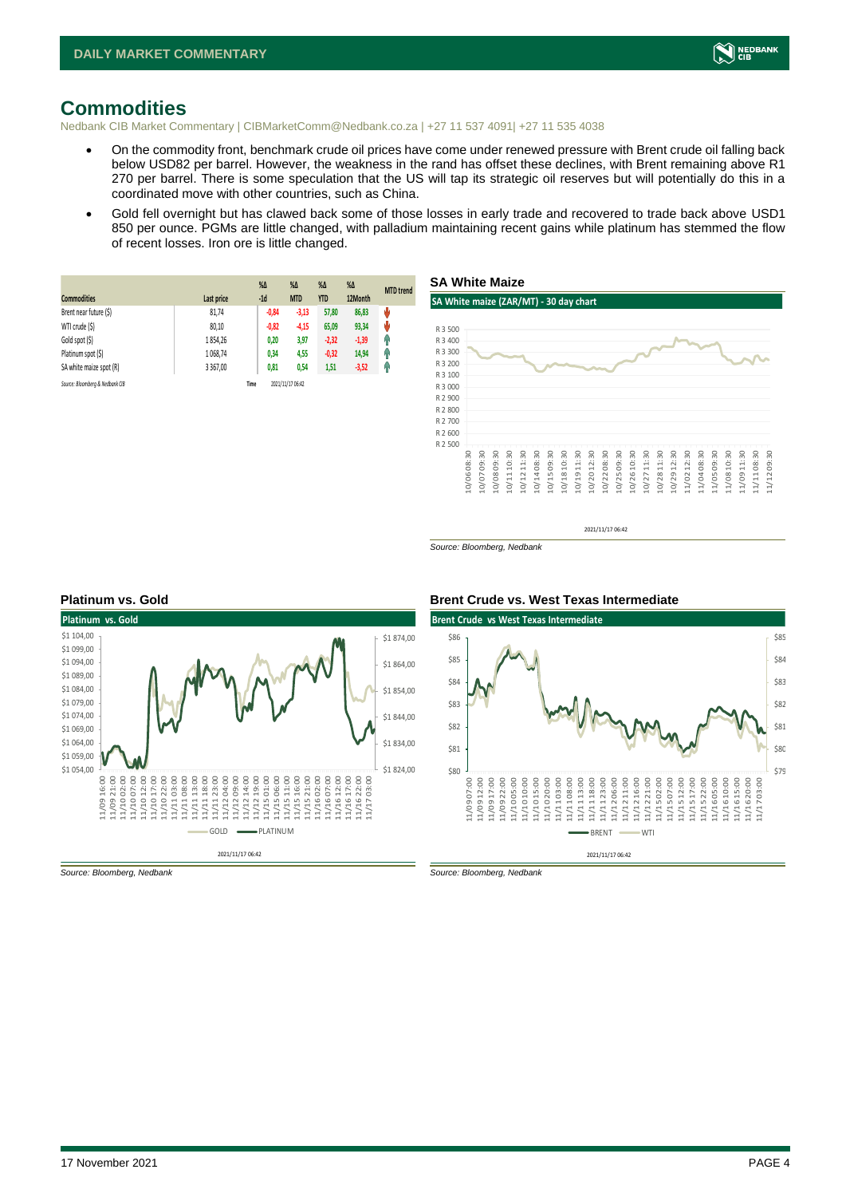# Commodities

Nedbank CIB Market Commentary | CIBMarketComm@Nedbank.co.za | +27 11 537 4091| +27 11 535 4038

- On the commodity front, benchmark crude oil prices have come under renewed pressure with Brent crude oil falling back below USD82 per barrel. However, the weakness in the rand has offset these declines, with Brent remaining above R1 270 per barrel. There is some speculation that the US will tap its strategic oil reserves but will potentially do this in a coordinated move with other countries, such as China.
- Gold fell overnight but has clawed back some of those losses in early trade and recovered to trade back above USD1 850 per ounce. PGMs are little changed, with palladium maintaining recent gains while platinum has stemmed the flow of recent losses. Iron ore is little changed.

| Commodities | Last price | %Δ -1d | %Δ MTD | %Δ YTD | %Δ 12Month | MTD trend |
|---|---|---|---|---|---|---|
| Brent near future ($) | 81,74 | -0,84 | -3,13 | 57,80 | 86,83 | ↓ |
| WTI crude ($) | 80,10 | -0,82 | -4,15 | 65,09 | 93,34 | ↓ |
| Gold spot ($) | 1 854,26 | 0,20 | 3,97 | -2,32 | -1,39 | ↑ |
| Platinum spot ($) | 1 068,74 | 0,34 | 4,55 | -0,32 | 14,94 | ↑ |
| SA white maize spot (R) | 3 367,00 | 0,81 | 0,54 | 1,51 | -3,52 | ↑ |

*Source: Bloomberg & Nedbank CIB* Time 2021/11/17 06:42

### SA White Maize

Source: Bloomberg, Nedbank

### Platinum vs. Gold

Source: Bloomberg, Nedbank

### Brent Crude vs. West Texas Intermediate

Source: Bloomberg, Nedbank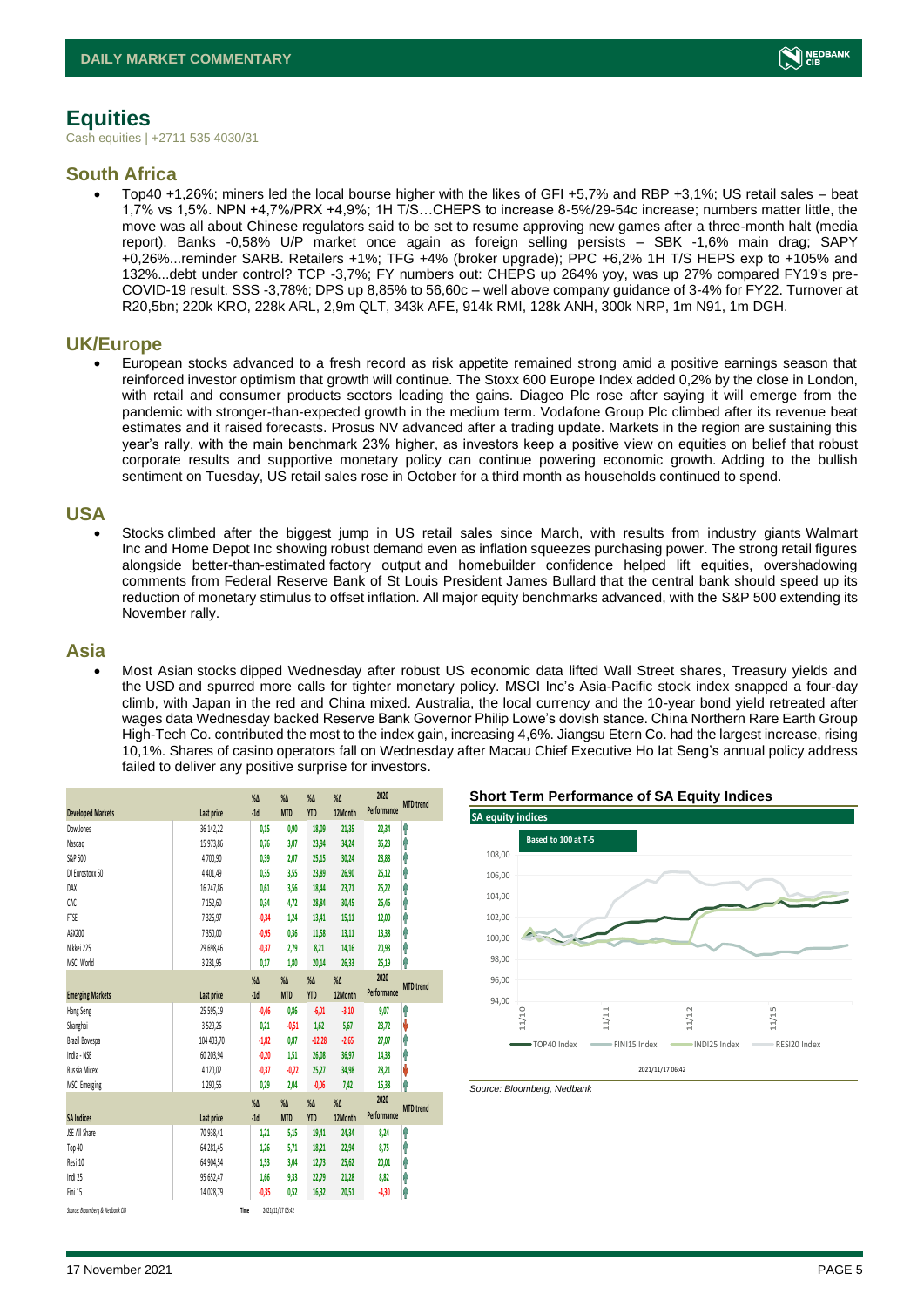## Equities

Cash equities | +2711 535 4030/31

### South Africa

- Top40 +1,26%; miners led the local bourse higher with the likes of GFI +5,7% and RBP +3,1%; US retail sales – beat 1,7% vs 1,5%. NPN +4,7%/PRX +4,9%; 1H T/S…CHEPS to increase 8-5%/29-54c increase; numbers matter little, the move was all about Chinese regulators said to be set to resume approving new games after a three-month halt (media report). Banks -0,58% U/P market once again as foreign selling persists – SBK -1,6% main drag; SAPY +0,26%...reminder SARB. Retailers +1%; TFG +4% (broker upgrade); PPC +6,2% 1H T/S HEPS exp to +105% and 132%...debt under control? TCP -3,7%; FY numbers out: CHEPS up 264% yoy, was up 27% compared FY19's pre-COVID-19 result. SSS -3,78%; DPS up 8,85% to 56,60c – well above company guidance of 3-4% for FY22. Turnover at R20,5bn; 220k KRO, 228k ARL, 2,9m QLT, 343k AFE, 914k RMI, 128k ANH, 300k NRP, 1m N91, 1m DGH.

### UK/Europe

- European stocks advanced to a fresh record as risk appetite remained strong amid a positive earnings season that reinforced investor optimism that growth will continue. The Stoxx 600 Europe Index added 0,2% by the close in London, with retail and consumer products sectors leading the gains. Diageo Plc rose after saying it will emerge from the pandemic with stronger-than-expected growth in the medium term. Vodafone Group Plc climbed after its revenue beat estimates and it raised forecasts. Prosus NV advanced after a trading update. Markets in the region are sustaining this year's rally, with the main benchmark 23% higher, as investors keep a positive view on equities on belief that robust corporate results and supportive monetary policy can continue powering economic growth. Adding to the bullish sentiment on Tuesday, US retail sales rose in October for a third month as households continued to spend.

### USA

- Stocks climbed after the biggest jump in US retail sales since March, with results from industry giants Walmart Inc and Home Depot Inc showing robust demand even as inflation squeezes purchasing power. The strong retail figures alongside better-than-estimated factory output and homebuilder confidence helped lift equities, overshadowing comments from Federal Reserve Bank of St Louis President James Bullard that the central bank should speed up its reduction of monetary stimulus to offset inflation. All major equity benchmarks advanced, with the S&P 500 extending its November rally.

### Asia

- Most Asian stocks dipped Wednesday after robust US economic data lifted Wall Street shares, Treasury yields and the USD and spurred more calls for tighter monetary policy. MSCI Inc's Asia-Pacific stock index snapped a four-day climb, with Japan in the red and China mixed. Australia, the local currency and the 10-year bond yield retreated after wages data Wednesday backed Reserve Bank Governor Philip Lowe's dovish stance. China Northern Rare Earth Group High-Tech Co. contributed the most to the index gain, increasing 4,6%. Jiangsu Etern Co. had the largest increase, rising 10,1%. Shares of casino operators fall on Wednesday after Macau Chief Executive Ho Iat Seng's annual policy address failed to deliver any positive surprise for investors.

| Developed Markets | Last price | %Δ -1d | %Δ MTD | %Δ YTD | %Δ 12Month | 2020 Performance | MTD trend |
|---|---|---|---|---|---|---|---|
| Dow Jones | 36 142,22 | 0,15 | 0,90 | 18,09 | 21,35 | 22,34 | ↑ |
| Nasdaq | 15 973,86 | 0,76 | 3,07 | 23,94 | 34,24 | 35,23 | ↑ |
| S&P 500 | 4 700,90 | 0,39 | 2,07 | 25,15 | 30,24 | 28,88 | ↑ |
| DJ Eurostoxx 50 | 4 401,49 | 0,35 | 3,55 | 23,89 | 26,90 | 25,12 | ↑ |
| DAX | 16 247,86 | 0,61 | 3,56 | 18,44 | 23,71 | 25,22 | ↑ |
| CAC | 7 152,60 | 0,34 | 4,72 | 28,84 | 30,45 | 26,46 | ↑ |
| FTSE | 7 326,97 | -0,34 | 1,24 | 13,41 | 15,11 | 12,00 | ↑ |
| ASX200 | 7 350,00 | -0,95 | 0,36 | 11,58 | 13,11 | 13,38 | ↑ |
| Nikkei 225 | 29 698,46 | -0,37 | 2,79 | 8,21 | 14,16 | 20,93 | ↑ |
| MSCI World | 3 231,95 | 0,17 | 1,80 | 20,14 | 26,33 | 25,19 | ↑ |
| **Emerging Markets** | **Last price** | **%Δ -1d** | **%Δ MTD** | **%Δ YTD** | **%Δ 12Month** | **2020 Performance** | **MTD trend** |
| Hang Seng | 25 595,19 | -0,46 | 0,86 | -6,01 | -3,10 | 9,07 | ↑ |
| Shanghai | 3 529,26 | 0,21 | -0,51 | 1,62 | 5,67 | 23,72 | ↓ |
| Brazil Bovespa | 104 403,70 | -1,82 | 0,87 | -12,28 | -2,65 | 27,07 | ↑ |
| India - NSE | 60 203,94 | -0,20 | 1,51 | 26,08 | 36,97 | 14,38 | ↑ |
| Russia Micex | 4 120,02 | -0,37 | -0,72 | 25,27 | 34,98 | 28,21 | ↓ |
| MSCI Emerging | 1 290,55 | 0,29 | 2,04 | -0,06 | 7,42 | 15,38 | ↑ |
| **SA Indices** | **Last price** | **%Δ -1d** | **%Δ MTD** | **%Δ YTD** | **%Δ 12Month** | **2020 Performance** | **MTD trend** |
| JSE All Share | 70 938,41 | 1,21 | 5,15 | 19,41 | 24,34 | 8,24 | ↑ |
| Top 40 | 64 281,45 | 1,26 | 5,71 | 18,21 | 22,94 | 8,75 | ↑ |
| Resi 10 | 64 904,54 | 1,53 | 3,04 | 12,73 | 25,62 | 20,01 | ↑ |
| Indi 25 | 95 652,47 | 1,66 | 9,33 | 22,79 | 21,28 | 8,82 | ↑ |
| Fini 15 | 14 028,79 | -0,35 | 0,52 | 16,32 | 20,51 | -4,30 | ↑ |

Source: Bloomberg & Nedbank CIB    Time 2021/11/17 06:42

**Short Term Performance of SA Equity Indices**

Source: Bloomberg, Nedbank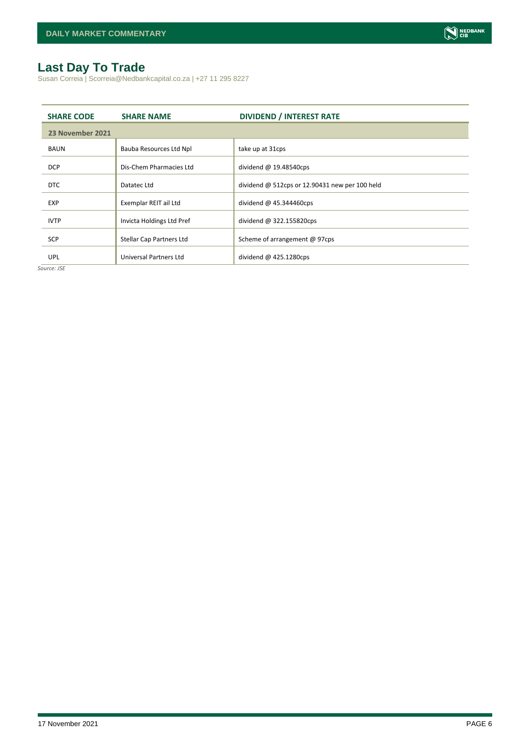# Last Day To Trade

Susan Correia | Scorreia@Nedbankcapital.co.za | +27 11 295 8227

| SHARE CODE | SHARE NAME | DIVIDEND / INTEREST RATE |
|---|---|---|
| **23 November 2021** | | |
| BAUN | Bauba Resources Ltd Npl | take up at 31cps |
| DCP | Dis-Chem Pharmacies Ltd | dividend @ 19.48540cps |
| DTC | Datatec Ltd | dividend @ 512cps or 12.90431 new per 100 held |
| EXP | Exemplar REIT ail Ltd | dividend @ 45.344460cps |
| IVTP | Invicta Holdings Ltd Pref | dividend @ 322.155820cps |
| SCP | Stellar Cap Partners Ltd | Scheme of arrangement @ 97cps |
| UPL | Universal Partners Ltd | dividend @ 425.1280cps |

*Source: JSE*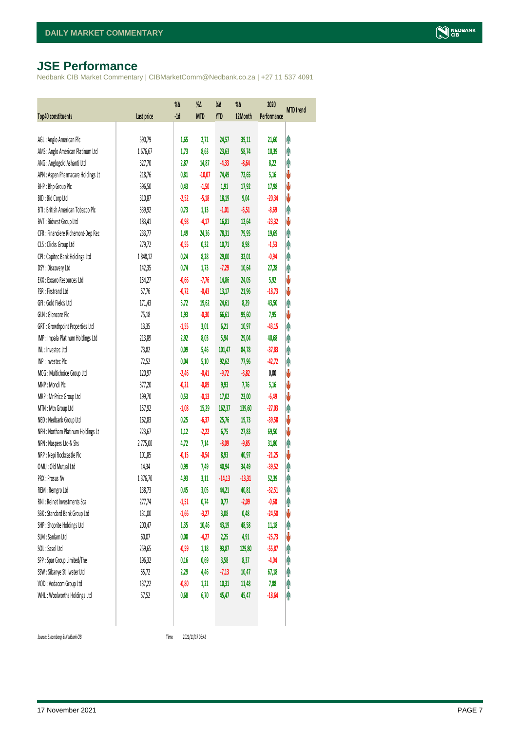# JSE Performance

Nedbank CIB Market Commentary | CIBMarketComm@Nedbank.co.za | +27 11 537 4091

| Top40 constituents | Last price | %Δ -1d | %Δ MTD | %Δ YTD | %Δ 12Month | 2020 Performance | MTD trend |
|---|---|---|---|---|---|---|---|
| AGL : Anglo American Plc | 590,79 | 1,65 | 2,71 | 24,57 | 39,11 | 21,60 | ↑ |
| AMS : Anglo American Platinum Ltd | 1 676,67 | 1,73 | 8,63 | 23,63 | 58,74 | 10,39 | ↑ |
| ANG : Anglogold Ashanti Ltd | 327,70 | 2,87 | 14,87 | -4,33 | -8,64 | 8,22 | ↑ |
| APN : Aspen Pharmacare Holdings Lt | 218,76 | 0,81 | -10,07 | 74,49 | 72,65 | 5,16 | ↓ |
| BHP : Bhp Group Plc | 396,50 | 0,43 | -1,50 | 1,91 | 17,92 | 17,98 | ↓ |
| BID : Bid Corp Ltd | 310,87 | -2,52 | -5,18 | 18,19 | 9,04 | -20,34 | ↓ |
| BTI : British American Tobacco Plc | 539,92 | 0,73 | 1,13 | -1,01 | -5,51 | -8,69 | ↑ |
| BVT : Bidvest Group Ltd | 183,41 | -0,98 | -4,17 | 16,81 | 12,64 | -23,32 | ↓ |
| CFR : Financiere Richemont-Dep Rec | 233,77 | 1,49 | 24,36 | 78,31 | 79,95 | 19,69 | ↑ |
| CLS : Clicks Group Ltd | 279,72 | -0,55 | 0,32 | 10,71 | 8,98 | -1,53 | ↑ |
| CPI : Capitec Bank Holdings Ltd | 1 848,12 | 0,24 | 8,28 | 29,00 | 32,01 | -0,94 | ↑ |
| DSY : Discovery Ltd | 142,35 | 0,74 | 1,73 | -7,29 | 10,64 | 27,28 | ↑ |
| EXX : Exxaro Resources Ltd | 154,27 | -0,66 | -7,76 | 14,86 | 24,05 | 5,92 | ↓ |
| FSR : Firstrand Ltd | 57,76 | -0,72 | -0,43 | 13,17 | 21,96 | -18,73 | ↓ |
| GFI : Gold Fields Ltd | 171,43 | 5,72 | 19,62 | 24,61 | 8,29 | 43,50 | ↑ |
| GLN : Glencore Plc | 75,18 | 1,93 | -0,30 | 66,61 | 99,60 | 7,95 | ↓ |
| GRT : Growthpoint Properties Ltd | 13,35 | -1,55 | 3,01 | 6,21 | 10,97 | -43,15 | ↑ |
| IMP : Impala Platinum Holdings Ltd | 213,89 | 2,92 | 8,03 | 5,94 | 29,04 | 40,68 | ↑ |
| INL : Investec Ltd | 73,82 | 0,09 | 5,46 | 101,47 | 84,78 | -37,83 | ↑ |
| INP : Investec Plc | 72,52 | 0,04 | 5,10 | 92,62 | 77,96 | -42,72 | ↑ |
| MCG : Multichoice Group Ltd | 120,97 | -2,46 | -0,41 | -9,72 | -3,82 | 0,00 | ↓ |
| MNP : Mondi Plc | 377,20 | -0,21 | -0,89 | 9,93 | 7,76 | 5,16 | ↓ |
| MRP : Mr Price Group Ltd | 199,70 | 0,53 | -0,13 | 17,02 | 23,00 | -6,49 | ↓ |
| MTN : Mtn Group Ltd | 157,92 | -1,08 | 15,29 | 162,37 | 139,60 | -27,03 | ↑ |
| NED : Nedbank Group Ltd | 162,83 | 0,25 | -6,37 | 25,76 | 19,73 | -39,58 | ↓ |
| NPH : Northam Platinum Holdings Lt | 223,67 | 1,12 | -2,22 | 6,75 | 27,83 | 69,50 | ↓ |
| NPN : Naspers Ltd-N Shs | 2 775,00 | 4,72 | 7,14 | -8,09 | -9,85 | 31,80 | ↑ |
| NRP : Nepi Rockcastle Plc | 101,85 | -0,15 | -0,54 | 8,93 | 40,97 | -21,25 | ↓ |
| OMU : Old Mutual Ltd | 14,34 | 0,99 | 7,49 | 40,94 | 34,49 | -39,52 | ↑ |
| PRX : Prosus Nv | 1 376,70 | 4,93 | 3,11 | -14,13 | -13,31 | 52,39 | ↑ |
| REM : Remgro Ltd | 138,73 | 0,45 | 3,05 | 44,21 | 40,81 | -32,51 | ↑ |
| RNI : Reinet Investments Sca | 277,74 | -1,51 | 0,74 | 0,77 | -2,09 | -0,68 | ↑ |
| SBK : Standard Bank Group Ltd | 131,00 | -1,66 | -3,27 | 3,08 | 0,48 | -24,50 | ↓ |
| SHP : Shoprite Holdings Ltd | 200,47 | 1,35 | 10,46 | 43,19 | 48,58 | 11,18 | ↑ |
| SLM : Sanlam Ltd | 60,07 | 0,08 | -4,27 | 2,25 | 4,91 | -25,73 | ↓ |
| SOL : Sasol Ltd | 259,65 | -0,59 | 1,18 | 93,87 | 129,80 | -55,87 | ↑ |
| SPP : Spar Group Limited/The | 196,32 | 0,16 | 0,69 | 3,58 | 8,37 | -4,04 | ↑ |
| SSW : Sibanye Stillwater Ltd | 55,72 | 2,29 | 4,46 | -7,13 | 10,47 | 67,18 | ↑ |
| VOD : Vodacom Group Ltd | 137,22 | -0,80 | 1,21 | 10,31 | 11,48 | 7,88 | ↑ |
| WHL : Woolworths Holdings Ltd | 57,52 | 0,68 | 6,70 | 45,47 | 45,47 | -18,64 | ↑ |

*Source: Bloomberg & Nedbank CIB* Time 2021/11/17 06:42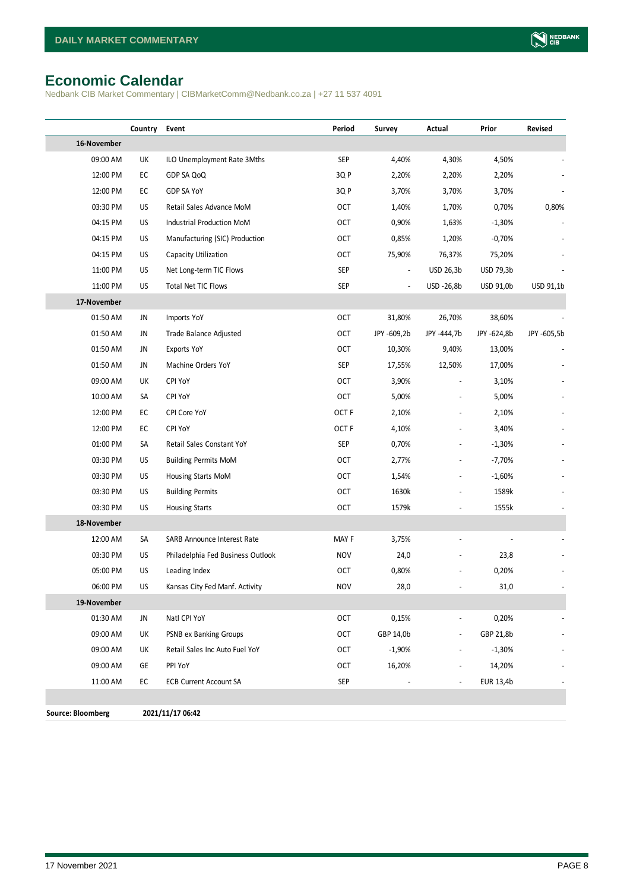# Economic Calendar

Nedbank CIB Market Commentary | CIBMarketComm@Nedbank.co.za | +27 11 537 4091

| | Country | Event | Period | Survey | Actual | Prior | Revised |
|---|---|---|---|---|---|---|---|
| **16-November** | | | | | | | |
| 09:00 AM | UK | ILO Unemployment Rate 3Mths | SEP | 4,40% | 4,30% | 4,50% | - |
| 12:00 PM | EC | GDP SA QoQ | 3Q P | 2,20% | 2,20% | 2,20% | - |
| 12:00 PM | EC | GDP SA YoY | 3Q P | 3,70% | 3,70% | 3,70% | - |
| 03:30 PM | US | Retail Sales Advance MoM | OCT | 1,40% | 1,70% | 0,70% | 0,80% |
| 04:15 PM | US | Industrial Production MoM | OCT | 0,90% | 1,63% | -1,30% | - |
| 04:15 PM | US | Manufacturing (SIC) Production | OCT | 0,85% | 1,20% | -0,70% | - |
| 04:15 PM | US | Capacity Utilization | OCT | 75,90% | 76,37% | 75,20% | - |
| 11:00 PM | US | Net Long-term TIC Flows | SEP | - | USD 26,3b | USD 79,3b | - |
| 11:00 PM | US | Total Net TIC Flows | SEP | - | USD -26,8b | USD 91,0b | USD 91,1b |
| **17-November** | | | | | | | |
| 01:50 AM | JN | Imports YoY | OCT | 31,80% | 26,70% | 38,60% | - |
| 01:50 AM | JN | Trade Balance Adjusted | OCT | JPY -609,2b | JPY -444,7b | JPY -624,8b | JPY -605,5b |
| 01:50 AM | JN | Exports YoY | OCT | 10,30% | 9,40% | 13,00% | - |
| 01:50 AM | JN | Machine Orders YoY | SEP | 17,55% | 12,50% | 17,00% | - |
| 09:00 AM | UK | CPI YoY | OCT | 3,90% | - | 3,10% | - |
| 10:00 AM | SA | CPI YoY | OCT | 5,00% | - | 5,00% | - |
| 12:00 PM | EC | CPI Core YoY | OCT F | 2,10% | - | 2,10% | - |
| 12:00 PM | EC | CPI YoY | OCT F | 4,10% | - | 3,40% | - |
| 01:00 PM | SA | Retail Sales Constant YoY | SEP | 0,70% | - | -1,30% | - |
| 03:30 PM | US | Building Permits MoM | OCT | 2,77% | - | -7,70% | - |
| 03:30 PM | US | Housing Starts MoM | OCT | 1,54% | - | -1,60% | - |
| 03:30 PM | US | Building Permits | OCT | 1630k | - | 1589k | - |
| 03:30 PM | US | Housing Starts | OCT | 1579k | - | 1555k | - |
| **18-November** | | | | | | | |
| 12:00 AM | SA | SARB Announce Interest Rate | MAY F | 3,75% | - | - | - |
| 03:30 PM | US | Philadelphia Fed Business Outlook | NOV | 24,0 | - | 23,8 | - |
| 05:00 PM | US | Leading Index | OCT | 0,80% | - | 0,20% | - |
| 06:00 PM | US | Kansas City Fed Manf. Activity | NOV | 28,0 | - | 31,0 | - |
| **19-November** | | | | | | | |
| 01:30 AM | JN | Natl CPI YoY | OCT | 0,15% | - | 0,20% | - |
| 09:00 AM | UK | PSNB ex Banking Groups | OCT | GBP 14,0b | - | GBP 21,8b | - |
| 09:00 AM | UK | Retail Sales Inc Auto Fuel YoY | OCT | -1,90% | - | -1,30% | - |
| 09:00 AM | GE | PPI YoY | OCT | 16,20% | - | 14,20% | - |
| 11:00 AM | EC | ECB Current Account SA | SEP | - | - | EUR 13,4b | - |

**Source: Bloomberg** **2021/11/17 06:42**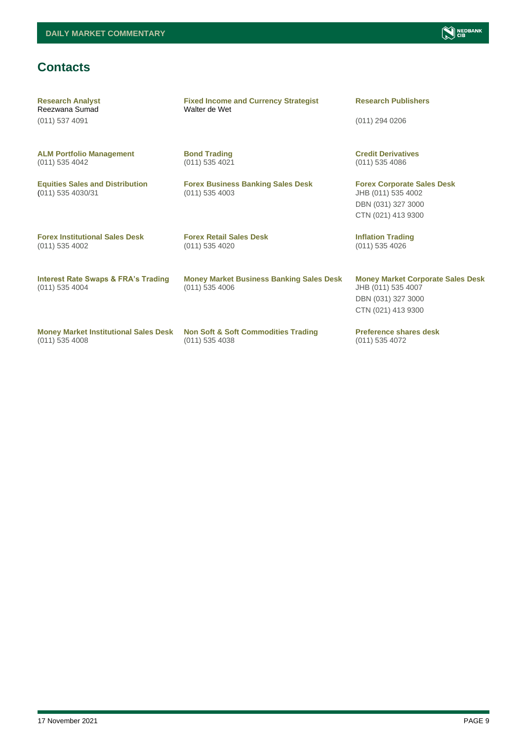## Contacts

**Research Analyst**
Reezwana Sumad
(011) 537 4091

**Fixed Income and Currency Strategist**
Walter de Wet

**Research Publishers**
(011) 294 0206

**ALM Portfolio Management**
(011) 535 4042

**Bond Trading**
(011) 535 4021

**Credit Derivatives**
(011) 535 4086

**Equities Sales and Distribution**
(011) 535 4030/31

**Forex Business Banking Sales Desk**
(011) 535 4003

**Forex Corporate Sales Desk**
JHB (011) 535 4002
DBN (031) 327 3000
CTN (021) 413 9300

**Forex Institutional Sales Desk**
(011) 535 4002

**Forex Retail Sales Desk**
(011) 535 4020

**Inflation Trading**
(011) 535 4026

**Interest Rate Swaps & FRA's Trading**
(011) 535 4004

**Money Market Business Banking Sales Desk**
(011) 535 4006

**Money Market Corporate Sales Desk**
JHB (011) 535 4007
DBN (031) 327 3000
CTN (021) 413 9300

**Money Market Institutional Sales Desk**
(011) 535 4008

**Non Soft & Soft Commodities Trading**
(011) 535 4038

**Preference shares desk**
(011) 535 4072